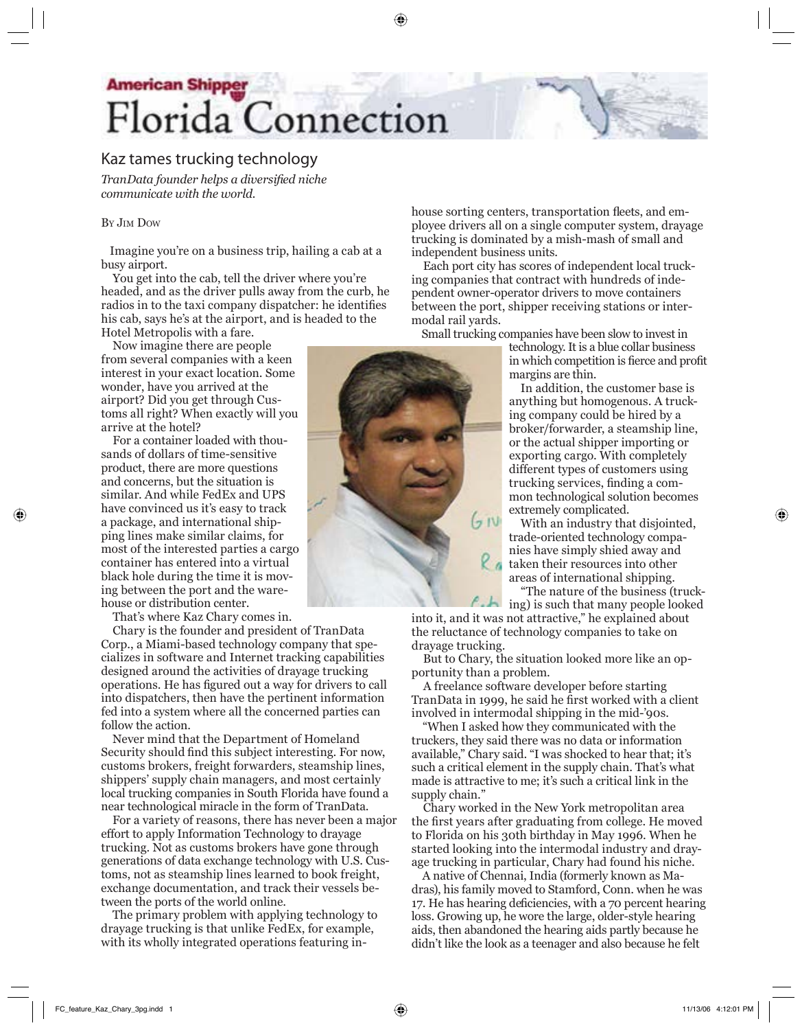# American Shipper Florida Connection

## Kaz tames trucking technology

*TranData founder helps a diversified niche communicate with the world.*

By Jim Dow

Imagine you're on a business trip, hailing a cab at a busy airport.

You get into the cab, tell the driver where you're headed, and as the driver pulls away from the curb, he radios in to the taxi company dispatcher: he identifies his cab, says he's at the airport, and is headed to the Hotel Metropolis with a fare.

Now imagine there are people from several companies with a keen interest in your exact location. Some wonder, have you arrived at the airport? Did you get through Customs all right? When exactly will you arrive at the hotel?

For a container loaded with thousands of dollars of time-sensitive product, there are more questions and concerns, but the situation is similar. And while FedEx and UPS have convinced us it's easy to track a package, and international shipping lines make similar claims, for most of the interested parties a cargo container has entered into a virtual black hole during the time it is moving between the port and the warehouse or distribution center.

That's where Kaz Chary comes in.

Chary is the founder and president of TranData Corp., a Miami-based technology company that specializes in software and Internet tracking capabilities designed around the activities of drayage trucking operations. He has figured out a way for drivers to call into dispatchers, then have the pertinent information fed into a system where all the concerned parties can follow the action.

Never mind that the Department of Homeland Security should find this subject interesting. For now, customs brokers, freight forwarders, steamship lines, shippers' supply chain managers, and most certainly local trucking companies in South Florida have found a near technological miracle in the form of TranData.

For a variety of reasons, there has never been a major effort to apply Information Technology to drayage trucking. Not as customs brokers have gone through generations of data exchange technology with U.S. Customs, not as steamship lines learned to book freight, exchange documentation, and track their vessels between the ports of the world online.

The primary problem with applying technology to drayage trucking is that unlike FedEx, for example, with its wholly integrated operations featuring in-house sorting centers, transportation fleets, and employee drivers all on a single computer system, drayage trucking is dominated by a mish-mash of small and independent business units.

Each port city has scores of independent local trucking companies that contract with hundreds of independent owner-operator drivers to move containers between the port, shipper receiving stations or intermodal rail yards.

Small trucking companies have been slow to invest in technology. It is a blue collar business in which competition is fierce and profit margins are thin.

In addition, the customer base is anything but homogenous. A trucking company could be hired by a broker/forwarder, a steamship line, or the actual shipper importing or exporting cargo. With completely different types of customers using trucking services, finding a common technological solution becomes extremely complicated.

With an industry that disjointed, trade-oriented technology companies have simply shied away and taken their resources into other areas of international shipping.

"The nature of the business (trucking) is such that many people looked into it, and it was not attractive," he explained about the reluctance of technology companies to take on drayage trucking.

But to Chary, the situation looked more like an opportunity than a problem.

A freelance software developer before starting TranData in 1999, he said he first worked with a client involved in intermodal shipping in the mid-'90s.

"When I asked how they communicated with the truckers, they said there was no data or information available," Chary said. "I was shocked to hear that; it's such a critical element in the supply chain. That's what made is attractive to me; it's such a critical link in the supply chain."

Chary worked in the New York metropolitan area the first years after graduating from college. He moved to Florida on his 30th birthday in May 1996. When he started looking into the intermodal industry and drayage trucking in particular, Chary had found his niche.

A native of Chennai, India (formerly known as Madras), his family moved to Stamford, Conn. when he was 17. He has hearing deficiencies, with a 70 percent hearing loss. Growing up, he wore the large, older-style hearing aids, then abandoned the hearing aids partly because he didn't like the look as a teenager and also because he felt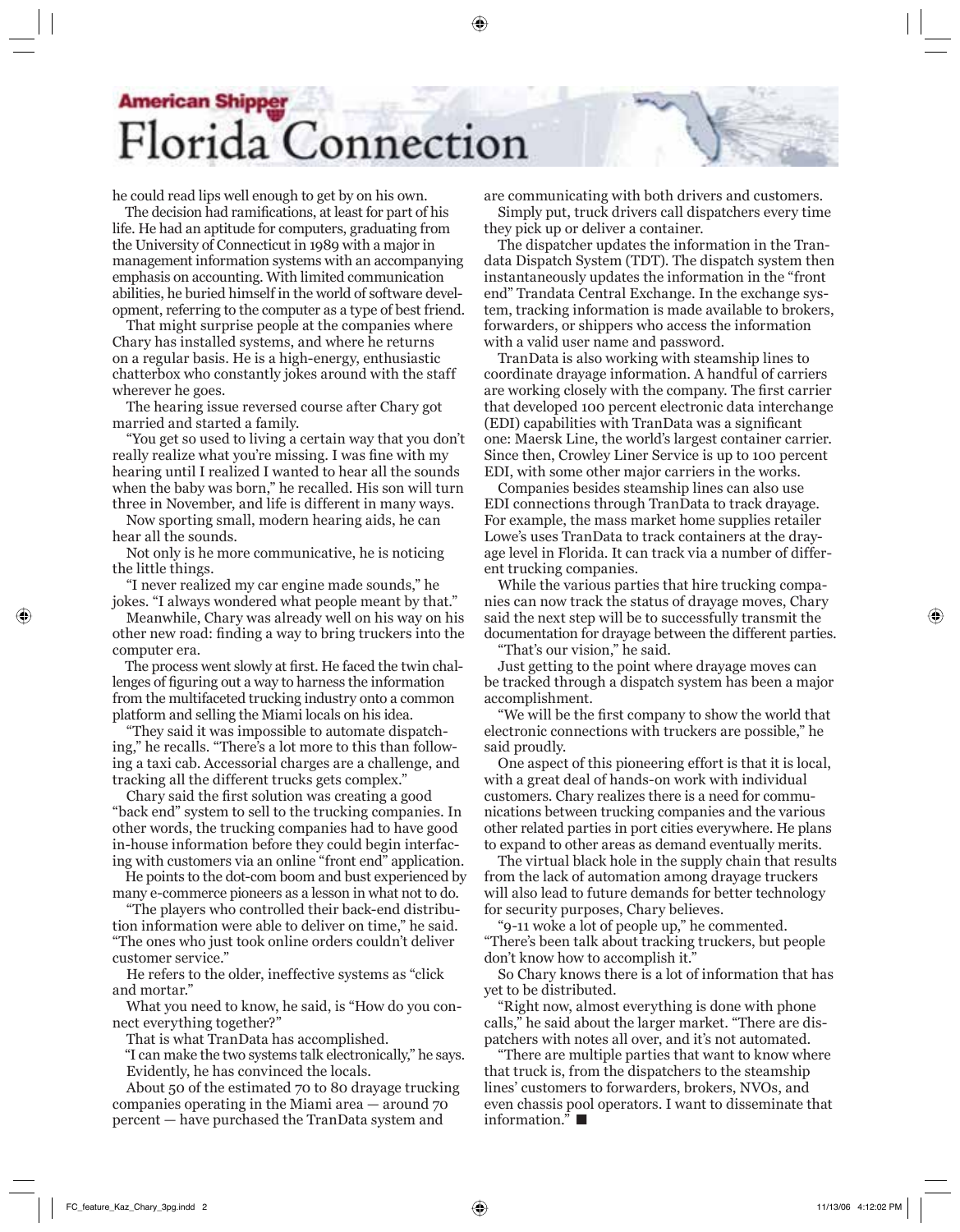he could read lips well enough to get by on his own.

The decision had ramifications, at least for part of his life. He had an aptitude for computers, graduating from the University of Connecticut in 1989 with a major in management information systems with an accompanying emphasis on accounting. With limited communication abilities, he buried himself in the world of software development, referring to the computer as a type of best friend.

That might surprise people at the companies where Chary has installed systems, and where he returns on a regular basis. He is a high-energy, enthusiastic chatterbox who constantly jokes around with the staff wherever he goes.

The hearing issue reversed course after Chary got married and started a family.

"You get so used to living a certain way that you don't really realize what you're missing. I was fine with my hearing until I realized I wanted to hear all the sounds when the baby was born," he recalled. His son will turn three in November, and life is different in many ways.

Now sporting small, modern hearing aids, he can hear all the sounds.

Not only is he more communicative, he is noticing the little things.

"I never realized my car engine made sounds," he jokes. "I always wondered what people meant by that."

Meanwhile, Chary was already well on his way on his other new road: finding a way to bring truckers into the computer era.

The process went slowly at first. He faced the twin challenges of figuring out a way to harness the information from the multifaceted trucking industry onto a common platform and selling the Miami locals on his idea.

"They said it was impossible to automate dispatching," he recalls. "There's a lot more to this than following a taxi cab. Accessorial charges are a challenge, and tracking all the different trucks gets complex."

Chary said the first solution was creating a good "back end" system to sell to the trucking companies. In other words, the trucking companies had to have good in-house information before they could begin interfacing with customers via an online "front end" application.

He points to the dot-com boom and bust experienced by many e-commerce pioneers as a lesson in what not to do.

"The players who controlled their back-end distribution information were able to deliver on time," he said. "The ones who just took online orders couldn't deliver customer service."

He refers to the older, ineffective systems as "click and mortar."

What you need to know, he said, is "How do you connect everything together?"

That is what TranData has accomplished.

"I can make the two systems talk electronically," he says.

Evidently, he has convinced the locals.

About 50 of the estimated 70 to 80 drayage trucking companies operating in the Miami area — around 70 percent — have purchased the TranData system and are communicating with both drivers and customers.

Simply put, truck drivers call dispatchers every time they pick up or deliver a container.

The dispatcher updates the information in the Trandata Dispatch System (TDT). The dispatch system then instantaneously updates the information in the "front end" Trandata Central Exchange. In the exchange system, tracking information is made available to brokers, forwarders, or shippers who access the information with a valid user name and password.

TranData is also working with steamship lines to coordinate drayage information. A handful of carriers are working closely with the company. The first carrier that developed 100 percent electronic data interchange (EDI) capabilities with TranData was a significant one: Maersk Line, the world's largest container carrier. Since then, Crowley Liner Service is up to 100 percent EDI, with some other major carriers in the works.

Companies besides steamship lines can also use EDI connections through TranData to track drayage. For example, the mass market home supplies retailer Lowe's uses TranData to track containers at the drayage level in Florida. It can track via a number of different trucking companies.

While the various parties that hire trucking companies can now track the status of drayage moves, Chary said the next step will be to successfully transmit the documentation for drayage between the different parties.

"That's our vision," he said.

Just getting to the point where drayage moves can be tracked through a dispatch system has been a major accomplishment.

"We will be the first company to show the world that electronic connections with truckers are possible," he said proudly.

One aspect of this pioneering effort is that it is local, with a great deal of hands-on work with individual customers. Chary realizes there is a need for communications between trucking companies and the various other related parties in port cities everywhere. He plans to expand to other areas as demand eventually merits.

The virtual black hole in the supply chain that results from the lack of automation among drayage truckers will also lead to future demands for better technology for security purposes, Chary believes.

"9-11 woke a lot of people up," he commented. "There's been talk about tracking truckers, but people don't know how to accomplish it."

So Chary knows there is a lot of information that has yet to be distributed.

"Right now, almost everything is done with phone calls," he said about the larger market. "There are dispatchers with notes all over, and it's not automated.

"There are multiple parties that want to know where that truck is, from the dispatchers to the steamship lines' customers to forwarders, brokers, NVOs, and even chassis pool operators. I want to disseminate that information." ■